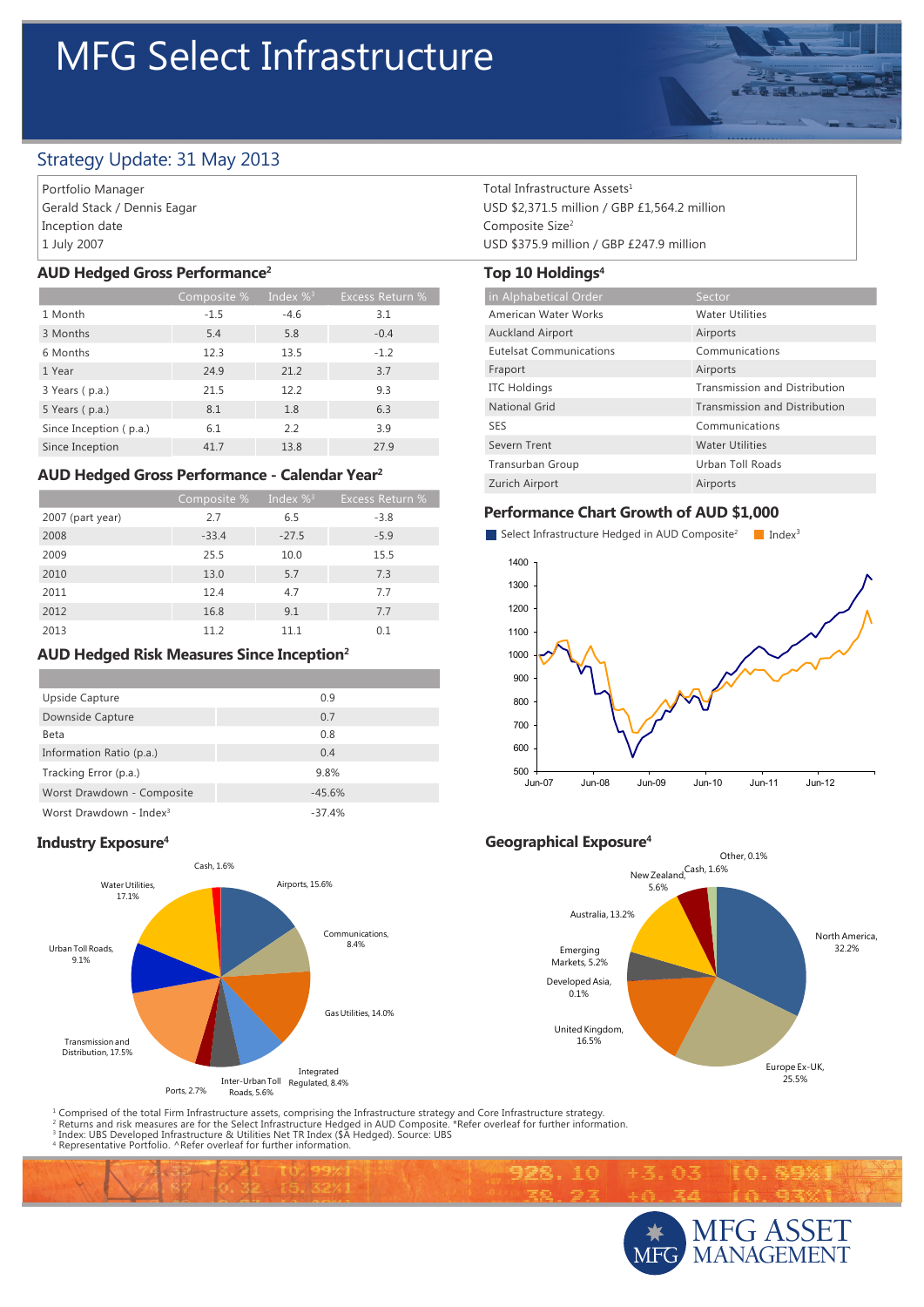# MFG Select Infrastructure

## Strategy Update: 31 May 2013

Portfolio Manager
Gerald Stack / Dennis Eagar
Inception date
1 July 2007

Total Infrastructure Assets[1]
USD $2,371.5 million / GBP £1,564.2 million
Composite Size[2]
USD $375.9 million / GBP £247.9 million

### AUD Hedged Gross Performance[2]

| | Composite % | Index %[3] | Excess Return % |
|---|---|---|---|
| 1 Month | -1.5 | -4.6 | 3.1 |
| 3 Months | 5.4 | 5.8 | -0.4 |
| 6 Months | 12.3 | 13.5 | -1.2 |
| 1 Year | 24.9 | 21.2 | 3.7 |
| 3 Years ( p.a.) | 21.5 | 12.2 | 9.3 |
| 5 Years ( p.a.) | 8.1 | 1.8 | 6.3 |
| Since Inception ( p.a.) | 6.1 | 2.2 | 3.9 |
| Since Inception | 41.7 | 13.8 | 27.9 |

### AUD Hedged Gross Performance - Calendar Year[2]

| | Composite % | Index %[3] | Excess Return % |
|---|---|---|---|
| 2007 (part year) | 2.7 | 6.5 | -3.8 |
| 2008 | -33.4 | -27.5 | -5.9 |
| 2009 | 25.5 | 10.0 | 15.5 |
| 2010 | 13.0 | 5.7 | 7.3 |
| 2011 | 12.4 | 4.7 | 7.7 |
| 2012 | 16.8 | 9.1 | 7.7 |
| 2013 | 11.2 | 11.1 | 0.1 |

### AUD Hedged Risk Measures Since Inception[2]

| | |
|---|---|
| Upside Capture | 0.9 |
| Downside Capture | 0.7 |
| Beta | 0.8 |
| Information Ratio (p.a.) | 0.4 |
| Tracking Error (p.a.) | 9.8% |
| Worst Drawdown - Composite | -45.6% |
| Worst Drawdown - Index[3] | -37.4% |

### Top 10 Holdings[4]

| in Alphabetical Order | Sector |
|---|---|
| American Water Works | Water Utilities |
| Auckland Airport | Airports |
| Eutelsat Communications | Communications |
| Fraport | Airports |
| ITC Holdings | Transmission and Distribution |
| National Grid | Transmission and Distribution |
| SES | Communications |
| Severn Trent | Water Utilities |
| Transurban Group | Urban Toll Roads |
| Zurich Airport | Airports |

### Performance Chart Growth of AUD $1,000

Select Infrastructure Hedged in AUD Composite[2] / Index[3]

### Industry Exposure[4]

- Airports, 15.6%
- Communications, 8.4%
- Gas Utilities, 14.0%
- Integrated Regulated, 8.4%
- Inter-Urban Toll Roads, 5.6%
- Ports, 2.7%
- Transmission and Distribution, 17.5%
- Urban Toll Roads, 9.1%
- Water Utilities, 17.1%
- Cash, 1.6%

### Geographical Exposure[4]

- North America, 32.2%
- Europe Ex-UK, 25.5%
- United Kingdom, 16.5%
- Developed Asia, 0.1%
- Emerging Markets, 5.2%
- Australia, 13.2%
- New Zealand, 5.6%
- Cash, 1.6%
- Other, 0.1%

[1] Comprised of the total Firm Infrastructure assets, comprising the Infrastructure strategy and Core Infrastructure strategy.
[2] Returns and risk measures are for the Select Infrastructure Hedged in AUD Composite. *Refer overleaf for further information.
[3] Index: UBS Developed Infrastructure & Utilities Net TR Index ($A Hedged). Source: UBS
[4] Representative Portfolio. ^Refer overleaf for further information.

MFG ASSET MANAGEMENT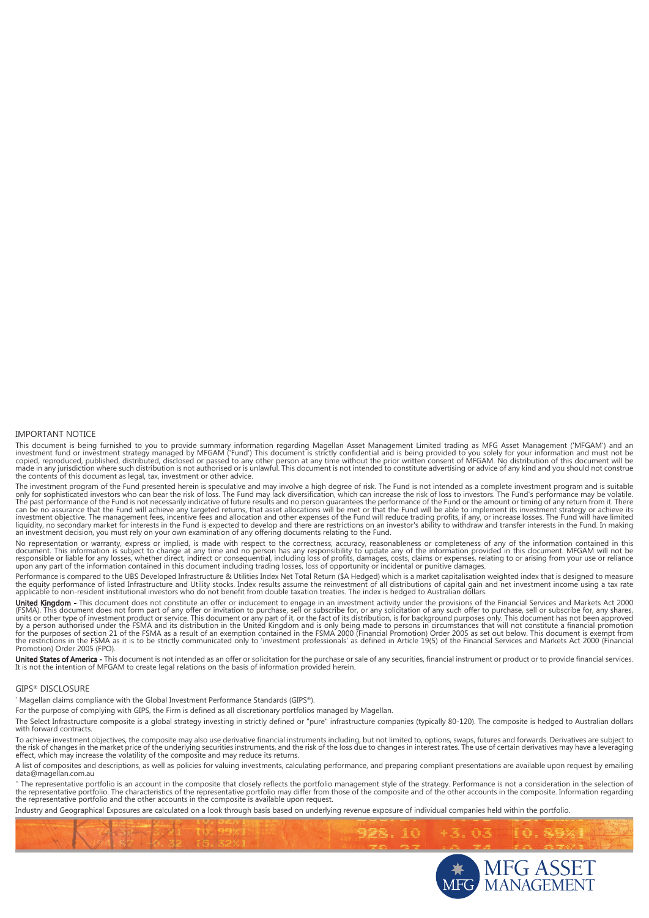## IMPORTANT NOTICE

This document is being furnished to you to provide summary information regarding Magellan Asset Management Limited trading as MFG Asset Management ('MFGAM') and an investment fund or investment strategy managed by MFGAM ('Fund') This document is strictly confidential and is being provided to you solely for your information and must not be copied, reproduced, published, distributed, disclosed or passed to any other person at any time without the prior written consent of MFGAM. No distribution of this document will be made in any jurisdiction where such distribution is not authorised or is unlawful. This document is not intended to constitute advertising or advice of any kind and you should not construe the contents of this document as legal, tax, investment or other advice.

The investment program of the Fund presented herein is speculative and may involve a high degree of risk. The Fund is not intended as a complete investment program and is suitable only for sophisticated investors who can bear the risk of loss. The Fund may lack diversification, which can increase the risk of loss to investors. The Fund's performance may be volatile. The past performance of the Fund is not necessarily indicative of future results and no person guarantees the performance of the Fund or the amount or timing of any return from it. There can be no assurance that the Fund will achieve any targeted returns, that asset allocations will be met or that the Fund will be able to implement its investment strategy or achieve its investment objective. The management fees, incentive fees and allocation and other expenses of the Fund will reduce trading profits, if any, or increase losses. The Fund will have limited liquidity, no secondary market for interests in the Fund is expected to develop and there are restrictions on an investor's ability to withdraw and transfer interests in the Fund. In making an investment decision, you must rely on your own examination of any offering documents relating to the Fund.

No representation or warranty, express or implied, is made with respect to the correctness, accuracy, reasonableness or completeness of any of the information contained in this document. This information is subject to change at any time and no person has any responsibility to update any of the information provided in this document. MFGAM will not be responsible or liable for any losses, whether direct, indirect or consequential, including loss of profits, damages, costs, claims or expenses, relating to or arising from your use or reliance upon any part of the information contained in this document including trading losses, loss of opportunity or incidental or punitive damages.

Performance is compared to the UBS Developed Infrastructure & Utilities Index Net Total Return ($A Hedged) which is a market capitalisation weighted index that is designed to measure the equity performance of listed Infrastructure and Utility stocks. Index results assume the reinvestment of all distributions of capital gain and net investment income using a tax rate applicable to non-resident institutional investors who do not benefit from double taxation treaties. The index is hedged to Australian dollars.

**United Kingdom -** This document does not constitute an offer or inducement to engage in an investment activity under the provisions of the Financial Services and Markets Act 2000 (FSMA). This document does not form part of any offer or invitation to purchase, sell or subscribe for, or any solicitation of any such offer to purchase, sell or subscribe for, any shares, units or other type of investment product or service. This document or any part of it, or the fact of its distribution, is for background purposes only. This document has not been approved by a person authorised under the FSMA and its distribution in the United Kingdom and is only being made to persons in circumstances that will not constitute a financial promotion for the purposes of section 21 of the FSMA as a result of an exemption contained in the FSMA 2000 (Financial Promotion) Order 2005 as set out below. This document is exempt from the restrictions in the FSMA as it is to be strictly communicated only to 'investment professionals' as defined in Article 19(5) of the Financial Services and Markets Act 2000 (Financial Promotion) Order 2005 (FPO).

**United States of America -** This document is not intended as an offer or solicitation for the purchase or sale of any securities, financial instrument or product or to provide financial services. It is not the intention of MFGAM to create legal relations on the basis of information provided herein.

## GIPS® DISCLOSURE

* Magellan claims compliance with the Global Investment Performance Standards (GIPS®).

For the purpose of complying with GIPS, the Firm is defined as all discretionary portfolios managed by Magellan.

The Select Infrastructure composite is a global strategy investing in strictly defined or "pure" infrastructure companies (typically 80-120). The composite is hedged to Australian dollars with forward contracts.

To achieve investment objectives, the composite may also use derivative financial instruments including, but not limited to, options, swaps, futures and forwards. Derivatives are subject to the risk of changes in the market price of the underlying securities instruments, and the risk of the loss due to changes in interest rates. The use of certain derivatives may have a leveraging effect, which may increase the volatility of the composite and may reduce its returns.

A list of composites and descriptions, as well as policies for valuing investments, calculating performance, and preparing compliant presentations are available upon request by emailing data@magellan.com.au

^ The representative portfolio is an account in the composite that closely reflects the portfolio management style of the strategy. Performance is not a consideration in the selection of the representative portfolio. The characteristics of the representative portfolio may differ from those of the composite and of the other accounts in the composite. Information regarding the representative portfolio and the other accounts in the composite is available upon request.

Industry and Geographical Exposures are calculated on a look through basis based on underlying revenue exposure of individual companies held within the portfolio.

MFG ASSET MANAGEMENT